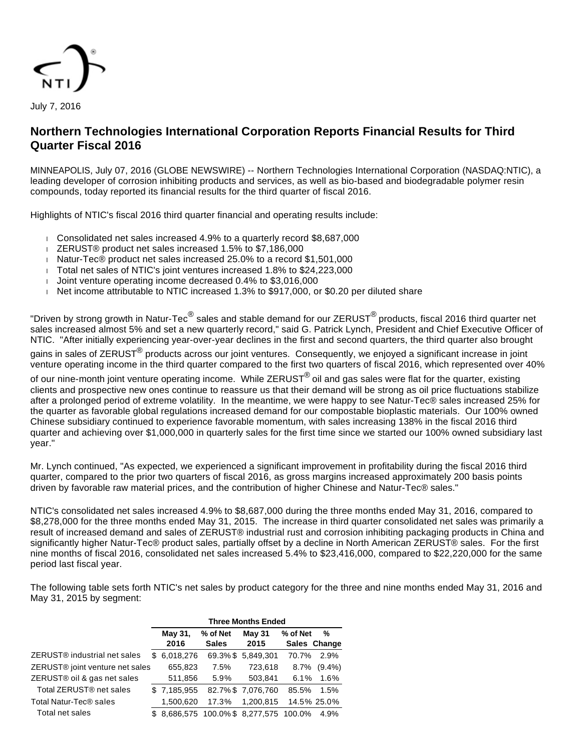July 7, 2016

# Northern Technologies International Corporation Reports Financial Results for Third Quarter Fiscal 2016

MINNEAPOLIS, July 07, 2016 (GLOBE NEWSWIRE) -- Northern Technologies International Corporation (NASDAQ:NTIC), a leading developer of corrosion inhibiting products and services, as well as bio-based and biodegradable polymer resin compounds, today reported its financial results for the third quarter of fiscal 2016.

Highlights of NTIC's fiscal 2016 third quarter financial and operating results include:

- Consolidated net sales increased 4.9% to a quarterly record $8,687,000
- ZERUST® product net sales increased 1.5% to $7,186,000
- Natur-Tec® product net sales increased 25.0% to a record $1,501,000
- Total net sales of NTIC's joint ventures increased 1.8% to $24,223,000
- Joint venture operating income decreased 0.4% to $3,016,000
- Net income attributable to NTIC increased 1.3% to $917,000, or $0.20 per diluted share

"Driven by strong growth in Natur-Tec® sales and stable demand for our ZERUST® products, fiscal 2016 third quarter net sales increased almost 5% and set a new quarterly record," said G. Patrick Lynch, President and Chief Executive Officer of NTIC. "After initially experiencing year-over-year declines in the first and second quarters, the third quarter also brought gains in sales of ZERUST® products across our joint ventures. Consequently, we enjoyed a significant increase in joint venture operating income in the third quarter compared to the first two quarters of fiscal 2016, which represented over 40% of our nine-month joint venture operating income. While ZERUST® oil and gas sales were flat for the quarter, existing clients and prospective new ones continue to reassure us that their demand will be strong as oil price fluctuations stabilize after a prolonged period of extreme volatility. In the meantime, we were happy to see Natur-Tec® sales increased 25% for the quarter as favorable global regulations increased demand for our compostable bioplastic materials. Our 100% owned Chinese subsidiary continued to experience favorable momentum, with sales increasing 138% in the fiscal 2016 third quarter and achieving over $1,000,000 in quarterly sales for the first time since we started our 100% owned subsidiary last year."

Mr. Lynch continued, "As expected, we experienced a significant improvement in profitability during the fiscal 2016 third quarter, compared to the prior two quarters of fiscal 2016, as gross margins increased approximately 200 basis points driven by favorable raw material prices, and the contribution of higher Chinese and Natur-Tec® sales."

NTIC's consolidated net sales increased 4.9% to $8,687,000 during the three months ended May 31, 2016, compared to $8,278,000 for the three months ended May 31, 2015. The increase in third quarter consolidated net sales was primarily a result of increased demand and sales of ZERUST® industrial rust and corrosion inhibiting packaging products in China and significantly higher Natur-Tec® product sales, partially offset by a decline in North American ZERUST® sales. For the first nine months of fiscal 2016, consolidated net sales increased 5.4% to $23,416,000, compared to $22,220,000 for the same period last fiscal year.

The following table sets forth NTIC's net sales by product category for the three and nine months ended May 31, 2016 and May 31, 2015 by segment:

| | Three Months Ended | | | | |
|---|---|---|---|---|---|
| | May 31, 2016 | % of Net Sales | May 31 2015 | % of Net Sales | % Change |
| ZERUST® industrial net sales | $ 6,018,276 | 69.3% | $ 5,849,301 | 70.7% | 2.9% |
| ZERUST® joint venture net sales | 655,823 | 7.5% | 723,618 | 8.7% | (9.4%) |
| ZERUST® oil & gas net sales | 511,856 | 5.9% | 503,841 | 6.1% | 1.6% |
| Total ZERUST® net sales | $ 7,185,955 | 82.7% | $ 7,076,760 | 85.5% | 1.5% |
| Total Natur-Tec® sales | 1,500,620 | 17.3% | 1,200,815 | 14.5% | 25.0% |
| Total net sales | $ 8,686,575 | 100.0% | $ 8,277,575 | 100.0% | 4.9% |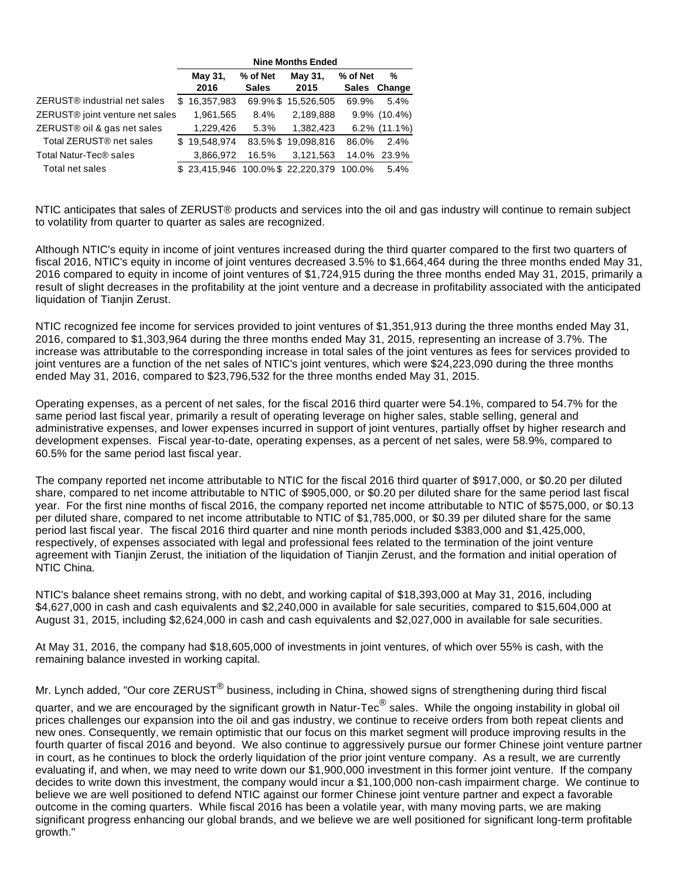| | Nine Months Ended | | | | |
|---|---|---|---|---|---|
| | May 31, 2016 | % of Net Sales | May 31, 2015 | % of Net Sales | % Change |
| ZERUST® industrial net sales | $ 16,357,983 | 69.9% | $ 15,526,505 | 69.9% | 5.4% |
| ZERUST® joint venture net sales | 1,961,565 | 8.4% | 2,189,888 | 9.9% | (10.4%) |
| ZERUST® oil & gas net sales | 1,229,426 | 5.3% | 1,382,423 | 6.2% | (11.1%) |
| Total ZERUST® net sales | $ 19,548,974 | 83.5% | $ 19,098,816 | 86.0% | 2.4% |
| Total Natur-Tec® sales | 3,866,972 | 16.5% | 3,121,563 | 14.0% | 23.9% |
| Total net sales | $ 23,415,946 | 100.0% | $ 22,220,379 | 100.0% | 5.4% |

NTIC anticipates that sales of ZERUST® products and services into the oil and gas industry will continue to remain subject to volatility from quarter to quarter as sales are recognized.

Although NTIC's equity in income of joint ventures increased during the third quarter compared to the first two quarters of fiscal 2016, NTIC's equity in income of joint ventures decreased 3.5% to $1,664,464 during the three months ended May 31, 2016 compared to equity in income of joint ventures of $1,724,915 during the three months ended May 31, 2015, primarily a result of slight decreases in the profitability at the joint venture and a decrease in profitability associated with the anticipated liquidation of Tianjin Zerust.

NTIC recognized fee income for services provided to joint ventures of $1,351,913 during the three months ended May 31, 2016, compared to $1,303,964 during the three months ended May 31, 2015, representing an increase of 3.7%. The increase was attributable to the corresponding increase in total sales of the joint ventures as fees for services provided to joint ventures are a function of the net sales of NTIC's joint ventures, which were $24,223,090 during the three months ended May 31, 2016, compared to $23,796,532 for the three months ended May 31, 2015.

Operating expenses, as a percent of net sales, for the fiscal 2016 third quarter were 54.1%, compared to 54.7% for the same period last fiscal year, primarily a result of operating leverage on higher sales, stable selling, general and administrative expenses, and lower expenses incurred in support of joint ventures, partially offset by higher research and development expenses. Fiscal year-to-date, operating expenses, as a percent of net sales, were 58.9%, compared to 60.5% for the same period last fiscal year.

The company reported net income attributable to NTIC for the fiscal 2016 third quarter of $917,000, or $0.20 per diluted share, compared to net income attributable to NTIC of $905,000, or $0.20 per diluted share for the same period last fiscal year. For the first nine months of fiscal 2016, the company reported net income attributable to NTIC of $575,000, or $0.13 per diluted share, compared to net income attributable to NTIC of $1,785,000, or $0.39 per diluted share for the same period last fiscal year. The fiscal 2016 third quarter and nine month periods included $383,000 and $1,425,000, respectively, of expenses associated with legal and professional fees related to the termination of the joint venture agreement with Tianjin Zerust, the initiation of the liquidation of Tianjin Zerust, and the formation and initial operation of NTIC China.

NTIC's balance sheet remains strong, with no debt, and working capital of $18,393,000 at May 31, 2016, including $4,627,000 in cash and cash equivalents and $2,240,000 in available for sale securities, compared to $15,604,000 at August 31, 2015, including $2,624,000 in cash and cash equivalents and $2,027,000 in available for sale securities.

At May 31, 2016, the company had $18,605,000 of investments in joint ventures, of which over 55% is cash, with the remaining balance invested in working capital.

Mr. Lynch added, "Our core ZERUST® business, including in China, showed signs of strengthening during third fiscal quarter, and we are encouraged by the significant growth in Natur-Tec® sales. While the ongoing instability in global oil prices challenges our expansion into the oil and gas industry, we continue to receive orders from both repeat clients and new ones. Consequently, we remain optimistic that our focus on this market segment will produce improving results in the fourth quarter of fiscal 2016 and beyond. We also continue to aggressively pursue our former Chinese joint venture partner in court, as he continues to block the orderly liquidation of the prior joint venture company. As a result, we are currently evaluating if, and when, we may need to write down our $1,900,000 investment in this former joint venture. If the company decides to write down this investment, the company would incur a $1,100,000 non-cash impairment charge. We continue to believe we are well positioned to defend NTIC against our former Chinese joint venture partner and expect a favorable outcome in the coming quarters. While fiscal 2016 has been a volatile year, with many moving parts, we are making significant progress enhancing our global brands, and we believe we are well positioned for significant long-term profitable growth."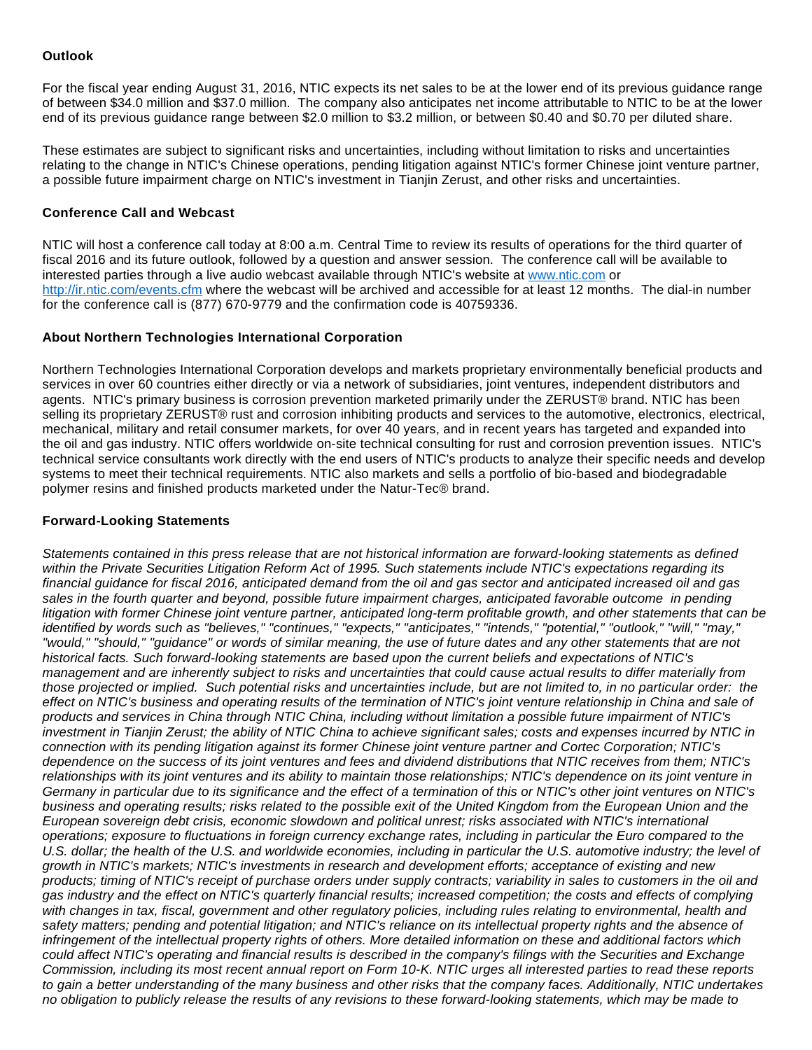**Outlook**

For the fiscal year ending August 31, 2016, NTIC expects its net sales to be at the lower end of its previous guidance range of between $34.0 million and $37.0 million.  The company also anticipates net income attributable to NTIC to be at the lower end of its previous guidance range between $2.0 million to $3.2 million, or between $0.40 and $0.70 per diluted share.

These estimates are subject to significant risks and uncertainties, including without limitation to risks and uncertainties relating to the change in NTIC's Chinese operations, pending litigation against NTIC's former Chinese joint venture partner, a possible future impairment charge on NTIC's investment in Tianjin Zerust, and other risks and uncertainties.

**Conference Call and Webcast**

NTIC will host a conference call today at 8:00 a.m. Central Time to review its results of operations for the third quarter of fiscal 2016 and its future outlook, followed by a question and answer session.  The conference call will be available to interested parties through a live audio webcast available through NTIC's website at [www.ntic.com](http://www.ntic.com) or [http://ir.ntic.com/events.cfm](http://ir.ntic.com/events.cfm) where the webcast will be archived and accessible for at least 12 months.  The dial-in number for the conference call is (877) 670-9779 and the confirmation code is 40759336.

**About Northern Technologies International Corporation**

Northern Technologies International Corporation develops and markets proprietary environmentally beneficial products and services in over 60 countries either directly or via a network of subsidiaries, joint ventures, independent distributors and agents.  NTIC's primary business is corrosion prevention marketed primarily under the ZERUST® brand. NTIC has been selling its proprietary ZERUST® rust and corrosion inhibiting products and services to the automotive, electronics, electrical, mechanical, military and retail consumer markets, for over 40 years, and in recent years has targeted and expanded into the oil and gas industry. NTIC offers worldwide on-site technical consulting for rust and corrosion prevention issues.  NTIC's technical service consultants work directly with the end users of NTIC's products to analyze their specific needs and develop systems to meet their technical requirements. NTIC also markets and sells a portfolio of bio-based and biodegradable polymer resins and finished products marketed under the Natur-Tec® brand.

**Forward-Looking Statements**

*Statements contained in this press release that are not historical information are forward-looking statements as defined within the Private Securities Litigation Reform Act of 1995. Such statements include NTIC's expectations regarding its financial guidance for fiscal 2016, anticipated demand from the oil and gas sector and anticipated increased oil and gas sales in the fourth quarter and beyond, possible future impairment charges, anticipated favorable outcome  in pending litigation with former Chinese joint venture partner, anticipated long-term profitable growth, and other statements that can be identified by words such as "believes," "continues," "expects," "anticipates," "intends," "potential," "outlook," "will," "may," "would," "should," "guidance" or words of similar meaning, the use of future dates and any other statements that are not historical facts. Such forward-looking statements are based upon the current beliefs and expectations of NTIC's management and are inherently subject to risks and uncertainties that could cause actual results to differ materially from those projected or implied.  Such potential risks and uncertainties include, but are not limited to, in no particular order:  the effect on NTIC's business and operating results of the termination of NTIC's joint venture relationship in China and sale of products and services in China through NTIC China, including without limitation a possible future impairment of NTIC's investment in Tianjin Zerust; the ability of NTIC China to achieve significant sales; costs and expenses incurred by NTIC in connection with its pending litigation against its former Chinese joint venture partner and Cortec Corporation; NTIC's dependence on the success of its joint ventures and fees and dividend distributions that NTIC receives from them; NTIC's relationships with its joint ventures and its ability to maintain those relationships; NTIC's dependence on its joint venture in Germany in particular due to its significance and the effect of a termination of this or NTIC's other joint ventures on NTIC's business and operating results; risks related to the possible exit of the United Kingdom from the European Union and the European sovereign debt crisis, economic slowdown and political unrest; risks associated with NTIC's international operations; exposure to fluctuations in foreign currency exchange rates, including in particular the Euro compared to the U.S. dollar; the health of the U.S. and worldwide economies, including in particular the U.S. automotive industry; the level of growth in NTIC's markets; NTIC's investments in research and development efforts; acceptance of existing and new products; timing of NTIC's receipt of purchase orders under supply contracts; variability in sales to customers in the oil and gas industry and the effect on NTIC's quarterly financial results; increased competition; the costs and effects of complying with changes in tax, fiscal, government and other regulatory policies, including rules relating to environmental, health and safety matters; pending and potential litigation; and NTIC's reliance on its intellectual property rights and the absence of infringement of the intellectual property rights of others. More detailed information on these and additional factors which could affect NTIC's operating and financial results is described in the company's filings with the Securities and Exchange Commission, including its most recent annual report on Form 10-K. NTIC urges all interested parties to read these reports to gain a better understanding of the many business and other risks that the company faces. Additionally, NTIC undertakes no obligation to publicly release the results of any revisions to these forward-looking statements, which may be made to*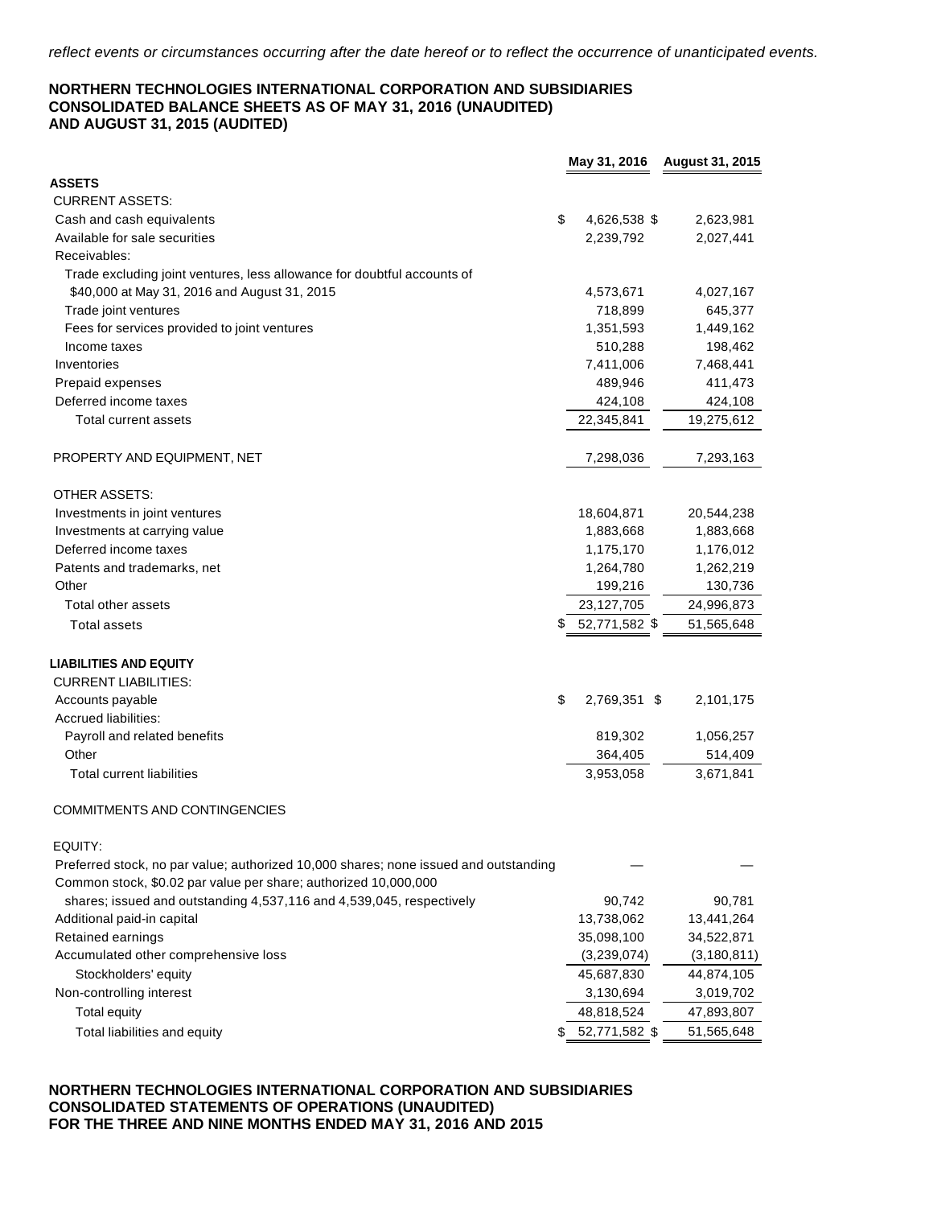*reflect events or circumstances occurring after the date hereof or to reflect the occurrence of unanticipated events.*

**NORTHERN TECHNOLOGIES INTERNATIONAL CORPORATION AND SUBSIDIARIES**
**CONSOLIDATED BALANCE SHEETS AS OF MAY 31, 2016 (UNAUDITED)**
**AND AUGUST 31, 2015 (AUDITED)**

| | May 31, 2016 | August 31, 2015 |
|---|---|---|
| **ASSETS** | | |
| CURRENT ASSETS: | | |
| Cash and cash equivalents | $ 4,626,538 | $ 2,623,981 |
| Available for sale securities | 2,239,792 | 2,027,441 |
| Receivables: | | |
| Trade excluding joint ventures, less allowance for doubtful accounts of $40,000 at May 31, 2016 and August 31, 2015 | 4,573,671 | 4,027,167 |
| Trade joint ventures | 718,899 | 645,377 |
| Fees for services provided to joint ventures | 1,351,593 | 1,449,162 |
| Income taxes | 510,288 | 198,462 |
| Inventories | 7,411,006 | 7,468,441 |
| Prepaid expenses | 489,946 | 411,473 |
| Deferred income taxes | 424,108 | 424,108 |
| Total current assets | 22,345,841 | 19,275,612 |
| PROPERTY AND EQUIPMENT, NET | 7,298,036 | 7,293,163 |
| OTHER ASSETS: | | |
| Investments in joint ventures | 18,604,871 | 20,544,238 |
| Investments at carrying value | 1,883,668 | 1,883,668 |
| Deferred income taxes | 1,175,170 | 1,176,012 |
| Patents and trademarks, net | 1,264,780 | 1,262,219 |
| Other | 199,216 | 130,736 |
| Total other assets | 23,127,705 | 24,996,873 |
| Total assets | $ 52,771,582 | $ 51,565,648 |
| **LIABILITIES AND EQUITY** | | |
| CURRENT LIABILITIES: | | |
| Accounts payable | $ 2,769,351 | $ 2,101,175 |
| Accrued liabilities: | | |
| Payroll and related benefits | 819,302 | 1,056,257 |
| Other | 364,405 | 514,409 |
| Total current liabilities | 3,953,058 | 3,671,841 |
| COMMITMENTS AND CONTINGENCIES | | |
| EQUITY: | | |
| Preferred stock, no par value; authorized 10,000 shares; none issued and outstanding | — | — |
| Common stock, $0.02 par value per share; authorized 10,000,000 shares; issued and outstanding 4,537,116 and 4,539,045, respectively | 90,742 | 90,781 |
| Additional paid-in capital | 13,738,062 | 13,441,264 |
| Retained earnings | 35,098,100 | 34,522,871 |
| Accumulated other comprehensive loss | (3,239,074) | (3,180,811) |
| Stockholders' equity | 45,687,830 | 44,874,105 |
| Non-controlling interest | 3,130,694 | 3,019,702 |
| Total equity | 48,818,524 | 47,893,807 |
| Total liabilities and equity | $ 52,771,582 | $ 51,565,648 |

**NORTHERN TECHNOLOGIES INTERNATIONAL CORPORATION AND SUBSIDIARIES**
**CONSOLIDATED STATEMENTS OF OPERATIONS (UNAUDITED)**
**FOR THE THREE AND NINE MONTHS ENDED MAY 31, 2016 AND 2015**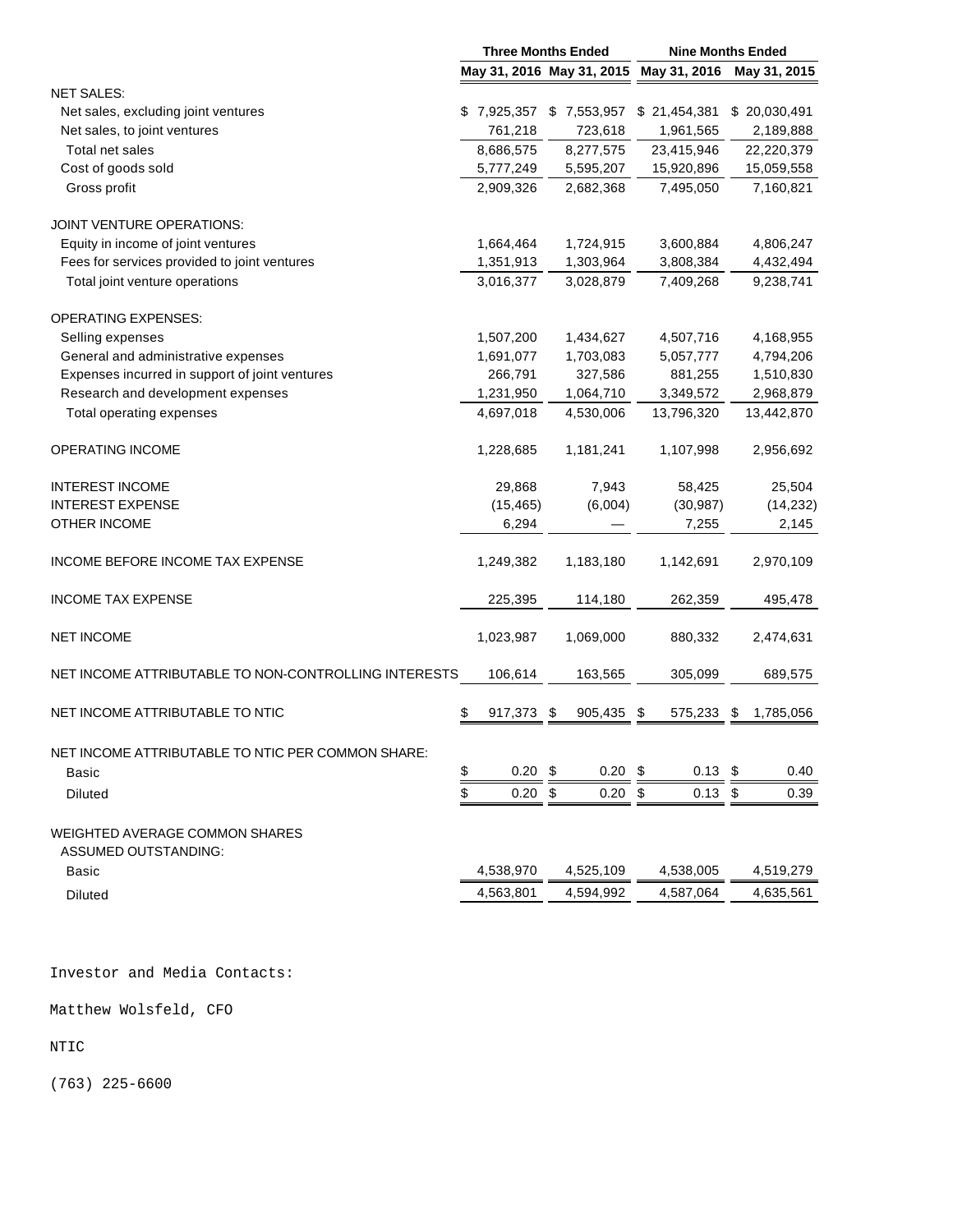| | Three Months Ended | | Nine Months Ended | |
|---|---|---|---|---|
| | May 31, 2016 | May 31, 2015 | May 31, 2016 | May 31, 2015 |
| NET SALES: | | | | |
| Net sales, excluding joint ventures | $ 7,925,357 | $ 7,553,957 | $ 21,454,381 | $ 20,030,491 |
| Net sales, to joint ventures | 761,218 | 723,618 | 1,961,565 | 2,189,888 |
| Total net sales | 8,686,575 | 8,277,575 | 23,415,946 | 22,220,379 |
| Cost of goods sold | 5,777,249 | 5,595,207 | 15,920,896 | 15,059,558 |
| Gross profit | 2,909,326 | 2,682,368 | 7,495,050 | 7,160,821 |
| JOINT VENTURE OPERATIONS: | | | | |
| Equity in income of joint ventures | 1,664,464 | 1,724,915 | 3,600,884 | 4,806,247 |
| Fees for services provided to joint ventures | 1,351,913 | 1,303,964 | 3,808,384 | 4,432,494 |
| Total joint venture operations | 3,016,377 | 3,028,879 | 7,409,268 | 9,238,741 |
| OPERATING EXPENSES: | | | | |
| Selling expenses | 1,507,200 | 1,434,627 | 4,507,716 | 4,168,955 |
| General and administrative expenses | 1,691,077 | 1,703,083 | 5,057,777 | 4,794,206 |
| Expenses incurred in support of joint ventures | 266,791 | 327,586 | 881,255 | 1,510,830 |
| Research and development expenses | 1,231,950 | 1,064,710 | 3,349,572 | 2,968,879 |
| Total operating expenses | 4,697,018 | 4,530,006 | 13,796,320 | 13,442,870 |
| OPERATING INCOME | 1,228,685 | 1,181,241 | 1,107,998 | 2,956,692 |
| INTEREST INCOME | 29,868 | 7,943 | 58,425 | 25,504 |
| INTEREST EXPENSE | (15,465) | (6,004) | (30,987) | (14,232) |
| OTHER INCOME | 6,294 | — | 7,255 | 2,145 |
| INCOME BEFORE INCOME TAX EXPENSE | 1,249,382 | 1,183,180 | 1,142,691 | 2,970,109 |
| INCOME TAX EXPENSE | 225,395 | 114,180 | 262,359 | 495,478 |
| NET INCOME | 1,023,987 | 1,069,000 | 880,332 | 2,474,631 |
| NET INCOME ATTRIBUTABLE TO NON-CONTROLLING INTERESTS | 106,614 | 163,565 | 305,099 | 689,575 |
| NET INCOME ATTRIBUTABLE TO NTIC | $ 917,373 | $ 905,435 | $ 575,233 | $ 1,785,056 |
| NET INCOME ATTRIBUTABLE TO NTIC PER COMMON SHARE: | | | | |
| Basic | $ 0.20 | $ 0.20 | $ 0.13 | $ 0.40 |
| Diluted | $ 0.20 | $ 0.20 | $ 0.13 | $ 0.39 |
| WEIGHTED AVERAGE COMMON SHARES ASSUMED OUTSTANDING: | | | | |
| Basic | 4,538,970 | 4,525,109 | 4,538,005 | 4,519,279 |
| Diluted | 4,563,801 | 4,594,992 | 4,587,064 | 4,635,561 |

Investor and Media Contacts:

Matthew Wolsfeld, CFO

NTIC

(763) 225-6600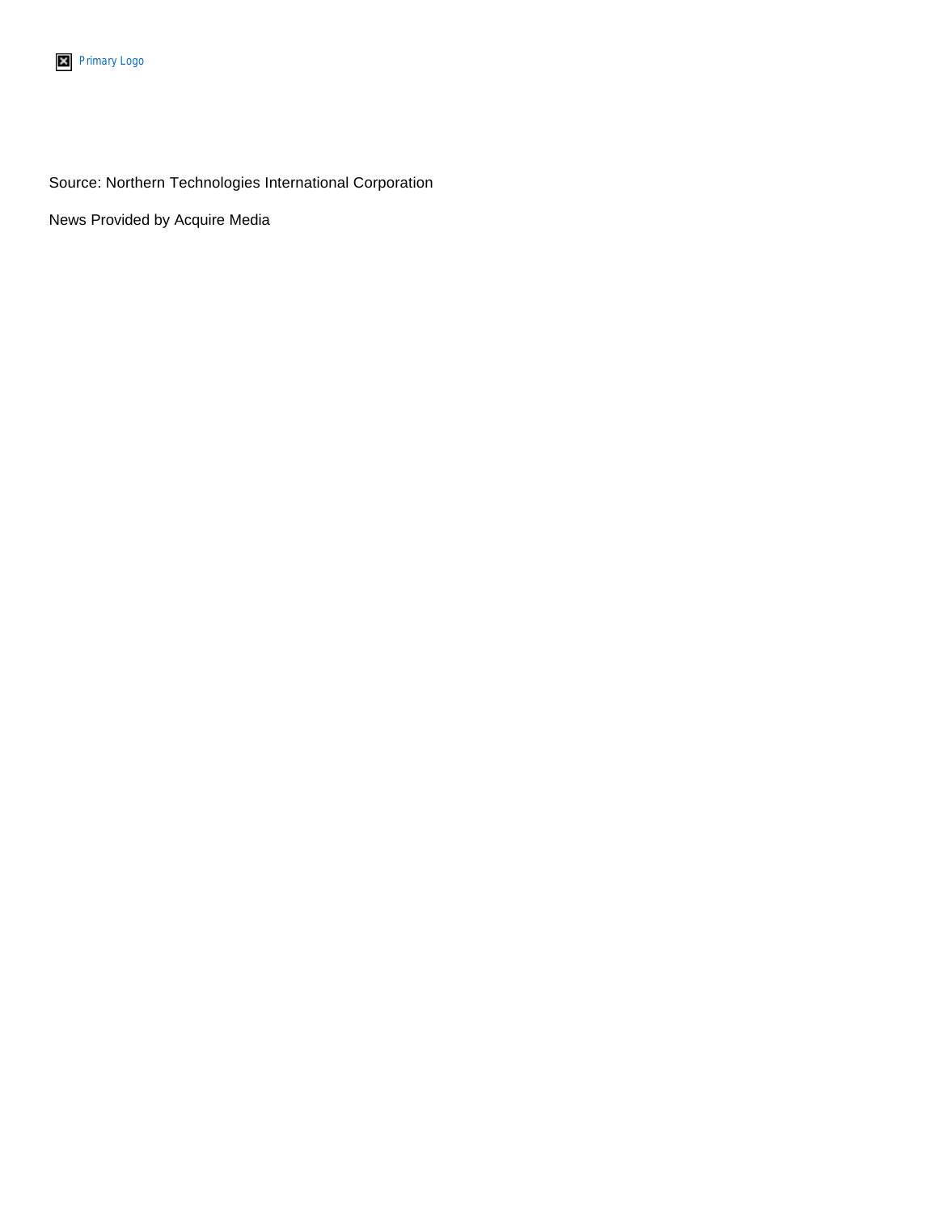Primary Logo

Source: Northern Technologies International Corporation

News Provided by Acquire Media